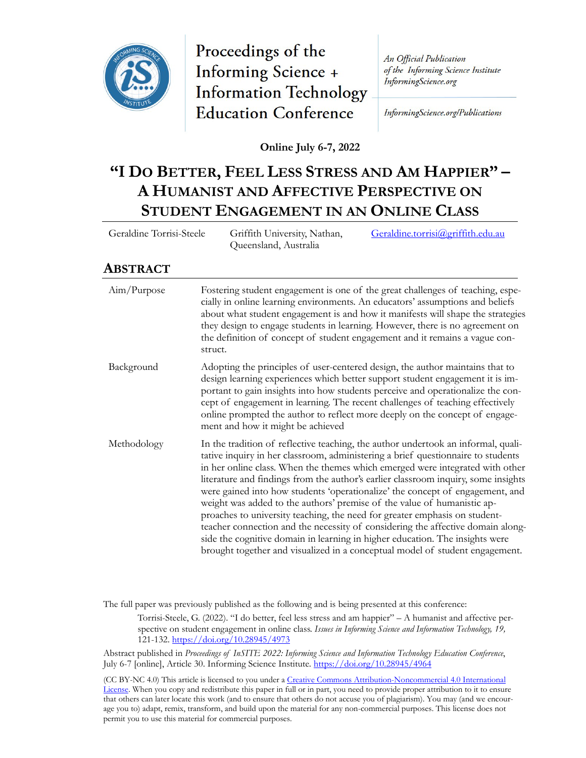Proceedings of the Informing Science + Information Technology Education Conference

*An Official Publication of the Informing Science Institute InformingScience.org*

*InformingScience.org/Publications*

**Online July 6-7, 2022**

# "I DO BETTER, FEEL LESS STRESS AND AM HAPPIER" – A HUMANIST AND AFFECTIVE PERSPECTIVE ON STUDENT ENGAGEMENT IN AN ONLINE CLASS

| Geraldine Torrisi-Steele | Griffith University, Nathan, Queensland, Australia | Geraldine.torrisi@griffith.edu.au |
|---|---|---|

## ABSTRACT

| | |
|---|---|
| Aim/Purpose | Fostering student engagement is one of the great challenges of teaching, especially in online learning environments. An educators' assumptions and beliefs about what student engagement is and how it manifests will shape the strategies they design to engage students in learning. However, there is no agreement on the definition of concept of student engagement and it remains a vague construct. |
| Background | Adopting the principles of user-centered design, the author maintains that to design learning experiences which better support student engagement it is important to gain insights into how students perceive and operationalize the concept of engagement in learning. The recent challenges of teaching effectively online prompted the author to reflect more deeply on the concept of engagement and how it might be achieved |
| Methodology | In the tradition of reflective teaching, the author undertook an informal, qualitative inquiry in her classroom, administering a brief questionnaire to students in her online class. When the themes which emerged were integrated with other literature and findings from the author's earlier classroom inquiry, some insights were gained into how students 'operationalize' the concept of engagement, and weight was added to the authors' premise of the value of humanistic approaches to university teaching, the need for greater emphasis on student-teacher connection and the necessity of considering the affective domain alongside the cognitive domain in learning in higher education. The insights were brought together and visualized in a conceptual model of student engagement. |

The full paper was previously published as the following and is being presented at this conference:

Torrisi-Steele, G. (2022). "I do better, feel less stress and am happier" – A humanist and affective perspective on student engagement in online class. *Issues in Informing Science and Information Technology, 19,* 121-132. https://doi.org/10.28945/4973

Abstract published in *Proceedings of InSITE 2022: Informing Science and Information Technology Education Conference*, July 6-7 [online], Article 30. Informing Science Institute. https://doi.org/10.28945/4964

(CC BY-NC 4.0) This article is licensed to you under a Creative Commons Attribution-Noncommercial 4.0 International License. When you copy and redistribute this paper in full or in part, you need to provide proper attribution to it to ensure that others can later locate this work (and to ensure that others do not accuse you of plagiarism). You may (and we encourage you to) adapt, remix, transform, and build upon the material for any non-commercial purposes. This license does not permit you to use this material for commercial purposes.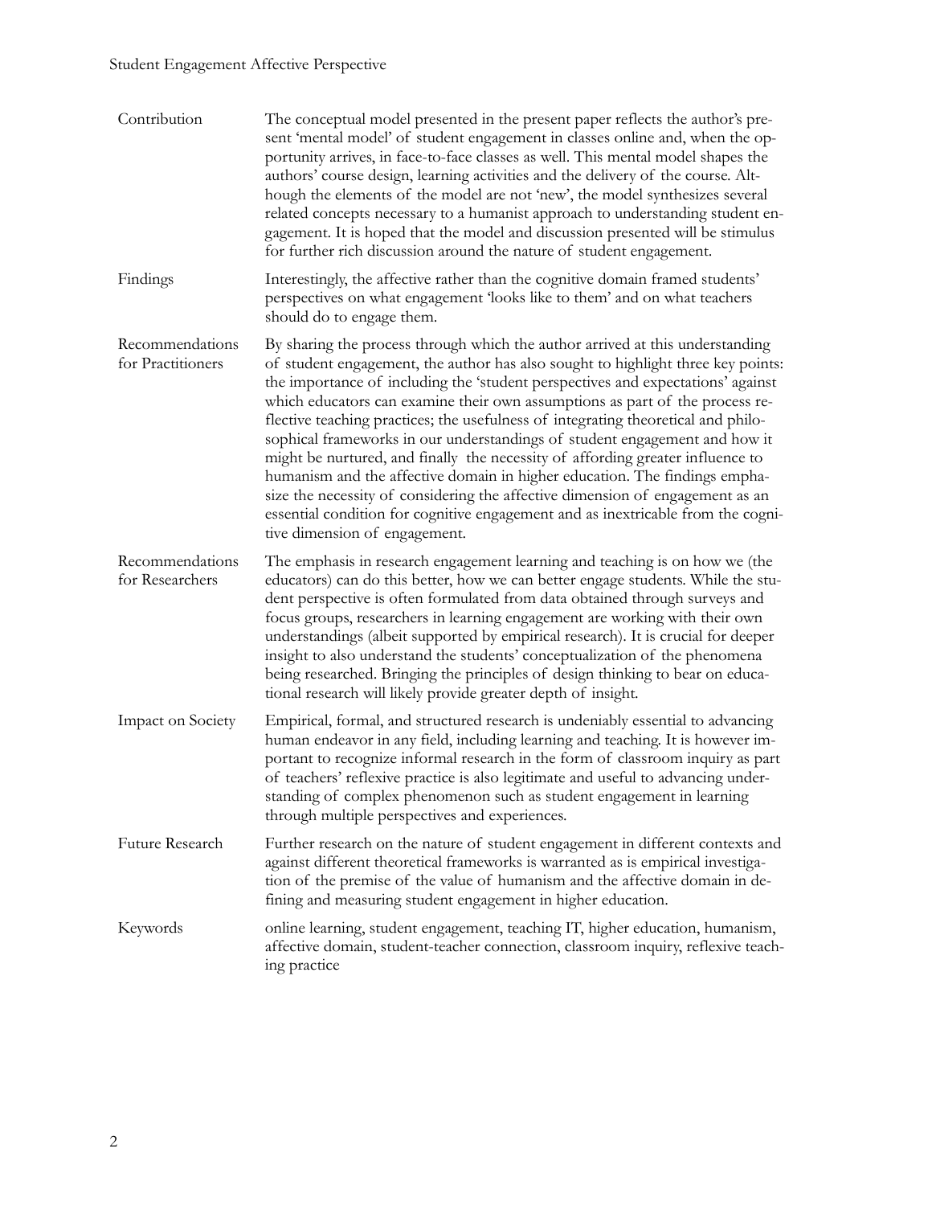| | |
|---|---|
| Contribution | The conceptual model presented in the present paper reflects the author's present 'mental model' of student engagement in classes online and, when the opportunity arrives, in face-to-face classes as well. This mental model shapes the authors' course design, learning activities and the delivery of the course. Although the elements of the model are not 'new', the model synthesizes several related concepts necessary to a humanist approach to understanding student engagement. It is hoped that the model and discussion presented will be stimulus for further rich discussion around the nature of student engagement. |
| Findings | Interestingly, the affective rather than the cognitive domain framed students' perspectives on what engagement 'looks like to them' and on what teachers should do to engage them. |
| Recommendations for Practitioners | By sharing the process through which the author arrived at this understanding of student engagement, the author has also sought to highlight three key points: the importance of including the 'student perspectives and expectations' against which educators can examine their own assumptions as part of the process reflective teaching practices; the usefulness of integrating theoretical and philosophical frameworks in our understandings of student engagement and how it might be nurtured, and finally the necessity of affording greater influence to humanism and the affective domain in higher education. The findings emphasize the necessity of considering the affective dimension of engagement as an essential condition for cognitive engagement and as inextricable from the cognitive dimension of engagement. |
| Recommendations for Researchers | The emphasis in research engagement learning and teaching is on how we (the educators) can do this better, how we can better engage students. While the student perspective is often formulated from data obtained through surveys and focus groups, researchers in learning engagement are working with their own understandings (albeit supported by empirical research). It is crucial for deeper insight to also understand the students' conceptualization of the phenomena being researched. Bringing the principles of design thinking to bear on educational research will likely provide greater depth of insight. |
| Impact on Society | Empirical, formal, and structured research is undeniably essential to advancing human endeavor in any field, including learning and teaching. It is however important to recognize informal research in the form of classroom inquiry as part of teachers' reflexive practice is also legitimate and useful to advancing understanding of complex phenomenon such as student engagement in learning through multiple perspectives and experiences. |
| Future Research | Further research on the nature of student engagement in different contexts and against different theoretical frameworks is warranted as is empirical investigation of the premise of the value of humanism and the affective domain in defining and measuring student engagement in higher education. |
| Keywords | online learning, student engagement, teaching IT, higher education, humanism, affective domain, student-teacher connection, classroom inquiry, reflexive teaching practice |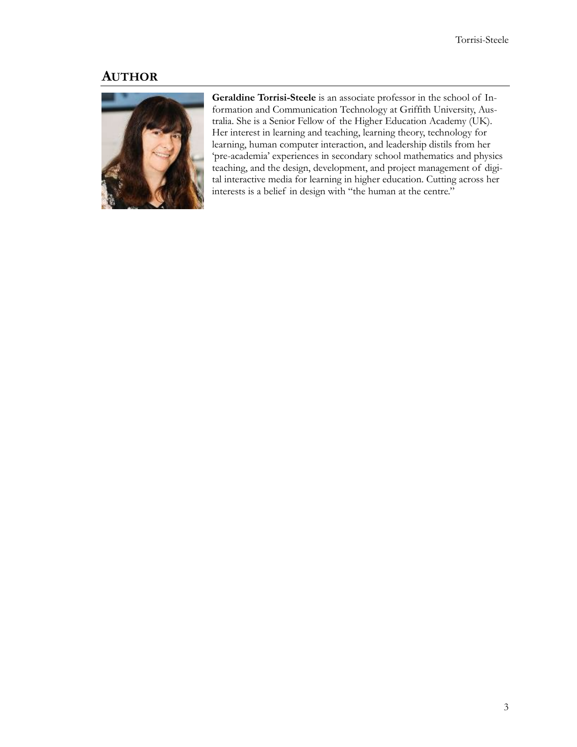## AUTHOR

**Geraldine Torrisi-Steele** is an associate professor in the school of Information and Communication Technology at Griffith University, Australia. She is a Senior Fellow of the Higher Education Academy (UK). Her interest in learning and teaching, learning theory, technology for learning, human computer interaction, and leadership distils from her 'pre-academia' experiences in secondary school mathematics and physics teaching, and the design, development, and project management of digital interactive media for learning in higher education. Cutting across her interests is a belief in design with "the human at the centre."